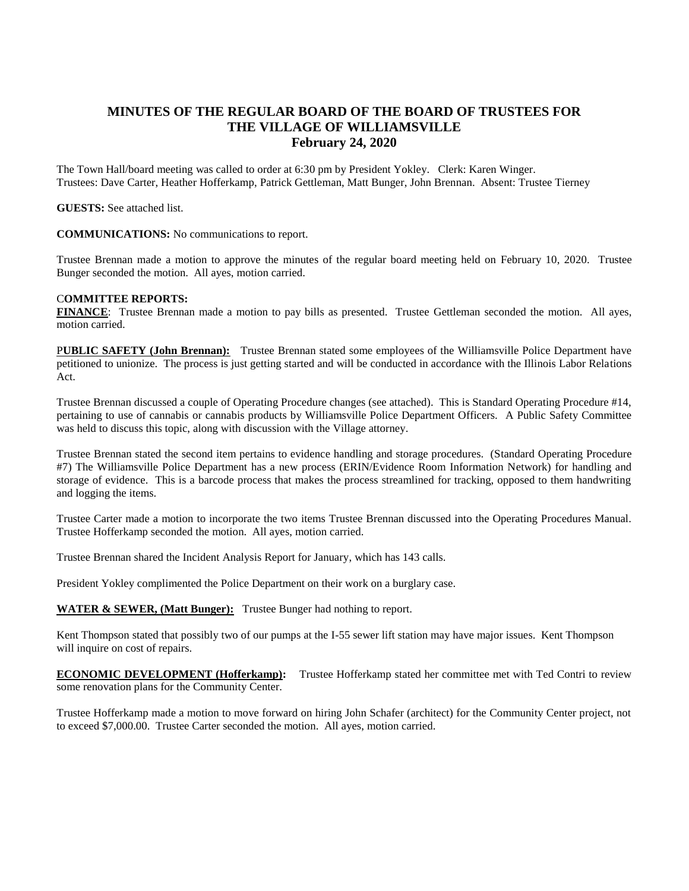# MINUTES OF THE REGULAR BOARD OF THE BOARD OF TRUSTEES FOR THE VILLAGE OF WILLIAMSVILLE
## February 24, 2020

The Town Hall/board meeting was called to order at 6:30 pm by President Yokley. Clerk: Karen Winger. Trustees: Dave Carter, Heather Hofferkamp, Patrick Gettleman, Matt Bunger, John Brennan. Absent: Trustee Tierney

**GUESTS:** See attached list.

**COMMUNICATIONS:** No communications to report.

Trustee Brennan made a motion to approve the minutes of the regular board meeting held on February 10, 2020. Trustee Bunger seconded the motion. All ayes, motion carried.

**COMMITTEE REPORTS:**

**FINANCE**: Trustee Brennan made a motion to pay bills as presented. Trustee Gettleman seconded the motion. All ayes, motion carried.

**PUBLIC SAFETY (John Brennan):** Trustee Brennan stated some employees of the Williamsville Police Department have petitioned to unionize. The process is just getting started and will be conducted in accordance with the Illinois Labor Relations Act.

Trustee Brennan discussed a couple of Operating Procedure changes (see attached). This is Standard Operating Procedure #14, pertaining to use of cannabis or cannabis products by Williamsville Police Department Officers. A Public Safety Committee was held to discuss this topic, along with discussion with the Village attorney.

Trustee Brennan stated the second item pertains to evidence handling and storage procedures. (Standard Operating Procedure #7) The Williamsville Police Department has a new process (ERIN/Evidence Room Information Network) for handling and storage of evidence. This is a barcode process that makes the process streamlined for tracking, opposed to them handwriting and logging the items.

Trustee Carter made a motion to incorporate the two items Trustee Brennan discussed into the Operating Procedures Manual. Trustee Hofferkamp seconded the motion. All ayes, motion carried.

Trustee Brennan shared the Incident Analysis Report for January, which has 143 calls.

President Yokley complimented the Police Department on their work on a burglary case.

**WATER & SEWER, (Matt Bunger):** Trustee Bunger had nothing to report.

Kent Thompson stated that possibly two of our pumps at the I-55 sewer lift station may have major issues. Kent Thompson will inquire on cost of repairs.

**ECONOMIC DEVELOPMENT (Hofferkamp):** Trustee Hofferkamp stated her committee met with Ted Contri to review some renovation plans for the Community Center.

Trustee Hofferkamp made a motion to move forward on hiring John Schafer (architect) for the Community Center project, not to exceed $7,000.00. Trustee Carter seconded the motion. All ayes, motion carried.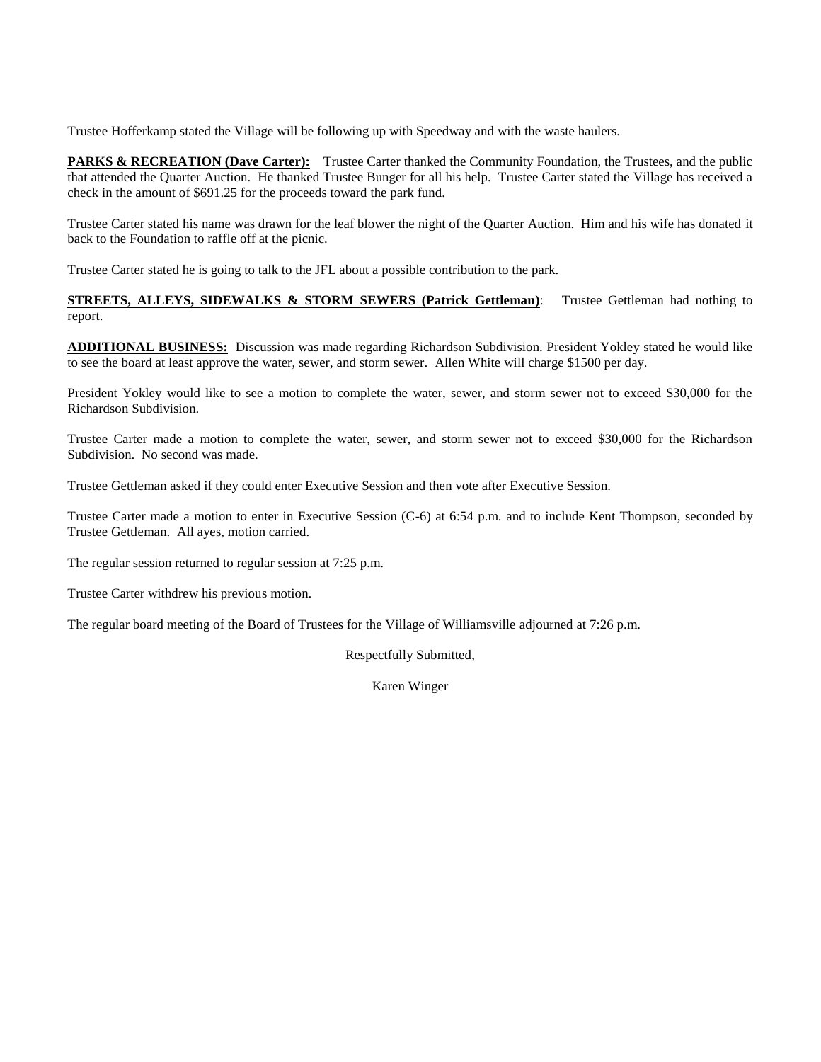Trustee Hofferkamp stated the Village will be following up with Speedway and with the waste haulers.

**PARKS & RECREATION (Dave Carter):** Trustee Carter thanked the Community Foundation, the Trustees, and the public that attended the Quarter Auction. He thanked Trustee Bunger for all his help. Trustee Carter stated the Village has received a check in the amount of $691.25 for the proceeds toward the park fund.

Trustee Carter stated his name was drawn for the leaf blower the night of the Quarter Auction. Him and his wife has donated it back to the Foundation to raffle off at the picnic.

Trustee Carter stated he is going to talk to the JFL about a possible contribution to the park.

**STREETS, ALLEYS, SIDEWALKS & STORM SEWERS (Patrick Gettleman)**: Trustee Gettleman had nothing to report.

**ADDITIONAL BUSINESS:** Discussion was made regarding Richardson Subdivision. President Yokley stated he would like to see the board at least approve the water, sewer, and storm sewer. Allen White will charge $1500 per day.

President Yokley would like to see a motion to complete the water, sewer, and storm sewer not to exceed $30,000 for the Richardson Subdivision.

Trustee Carter made a motion to complete the water, sewer, and storm sewer not to exceed $30,000 for the Richardson Subdivision. No second was made.

Trustee Gettleman asked if they could enter Executive Session and then vote after Executive Session.

Trustee Carter made a motion to enter in Executive Session (C-6) at 6:54 p.m. and to include Kent Thompson, seconded by Trustee Gettleman. All ayes, motion carried.

The regular session returned to regular session at 7:25 p.m.

Trustee Carter withdrew his previous motion.

The regular board meeting of the Board of Trustees for the Village of Williamsville adjourned at 7:26 p.m.

Respectfully Submitted,

Karen Winger